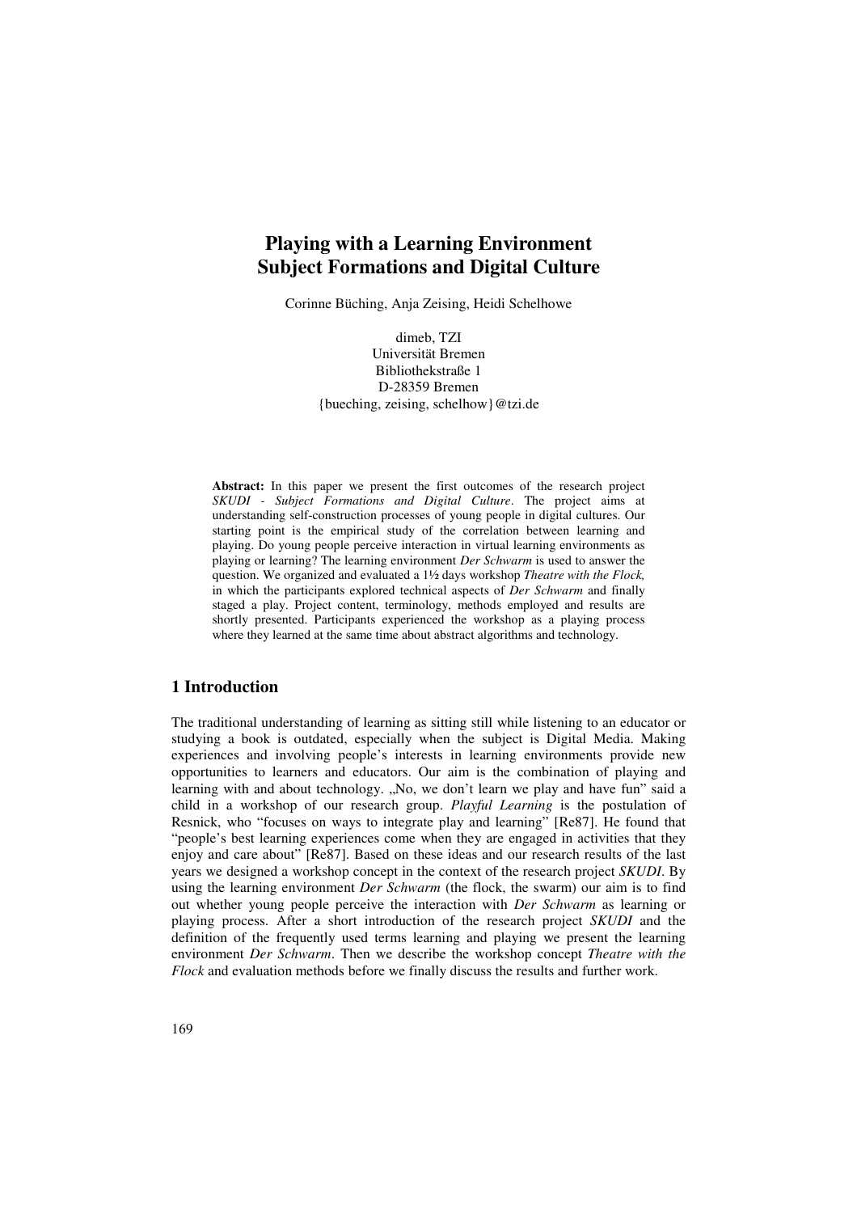# Playing with a Learning Environment
# Subject Formations and Digital Culture

Corinne Büching, Anja Zeising, Heidi Schelhowe

dimeb, TZI
Universität Bremen
Bibliothekstraße 1
D-28359 Bremen
{bueching, zeising, schelhow}@tzi.de

**Abstract:** In this paper we present the first outcomes of the research project *SKUDI - Subject Formations and Digital Culture*. The project aims at understanding self-construction processes of young people in digital cultures. Our starting point is the empirical study of the correlation between learning and playing. Do young people perceive interaction in virtual learning environments as playing or learning? The learning environment *Der Schwarm* is used to answer the question. We organized and evaluated a 1½ days workshop *Theatre with the Flock,* in which the participants explored technical aspects of *Der Schwarm* and finally staged a play. Project content, terminology, methods employed and results are shortly presented. Participants experienced the workshop as a playing process where they learned at the same time about abstract algorithms and technology.

## 1 Introduction

The traditional understanding of learning as sitting still while listening to an educator or studying a book is outdated, especially when the subject is Digital Media. Making experiences and involving people's interests in learning environments provide new opportunities to learners and educators. Our aim is the combination of playing and learning with and about technology. „No, we don't learn we play and have fun" said a child in a workshop of our research group. *Playful Learning* is the postulation of Resnick, who "focuses on ways to integrate play and learning" [Re87]. He found that "people's best learning experiences come when they are engaged in activities that they enjoy and care about" [Re87]. Based on these ideas and our research results of the last years we designed a workshop concept in the context of the research project *SKUDI*. By using the learning environment *Der Schwarm* (the flock, the swarm) our aim is to find out whether young people perceive the interaction with *Der Schwarm* as learning or playing process. After a short introduction of the research project *SKUDI* and the definition of the frequently used terms learning and playing we present the learning environment *Der Schwarm*. Then we describe the workshop concept *Theatre with the Flock* and evaluation methods before we finally discuss the results and further work.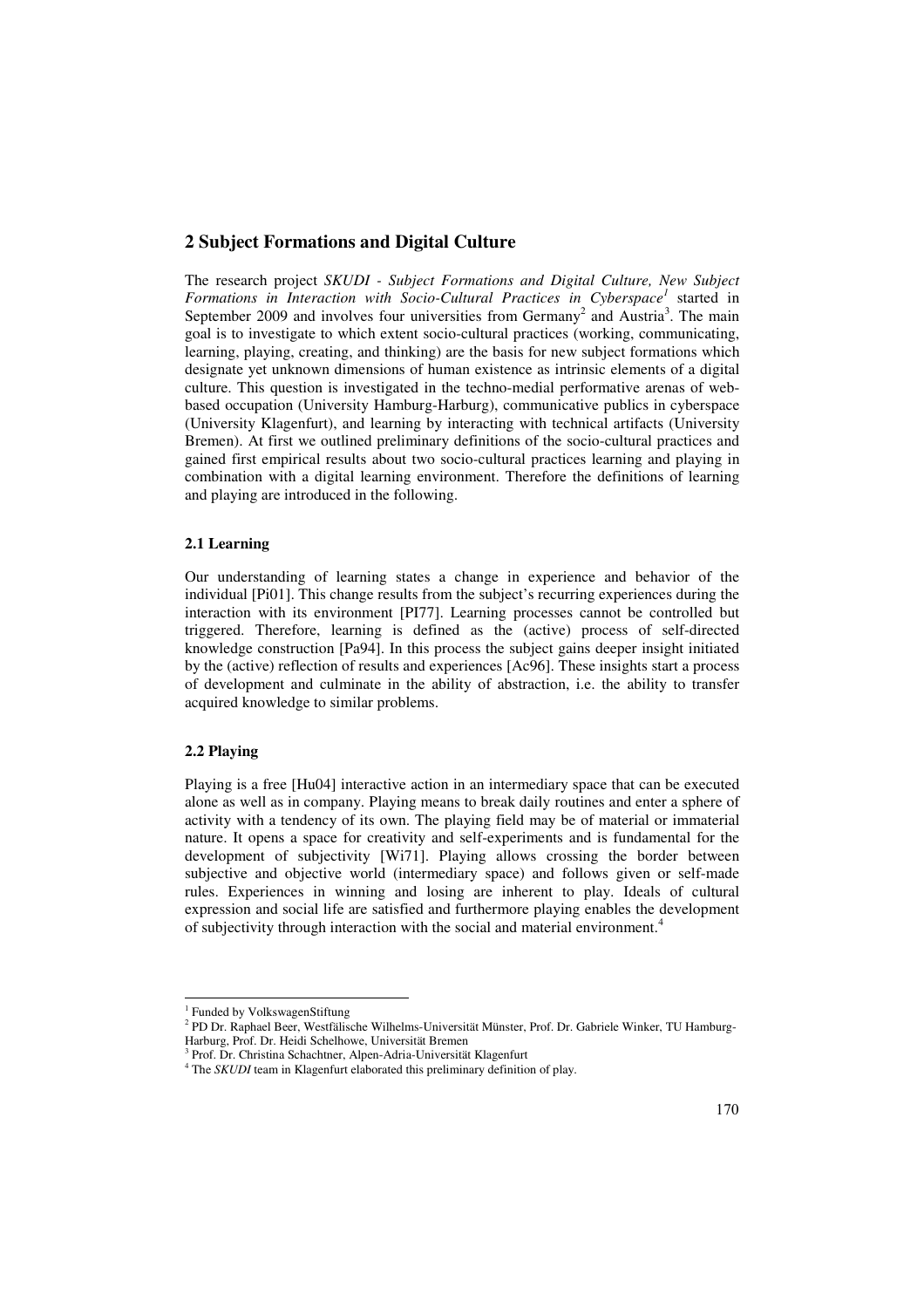## 2 Subject Formations and Digital Culture

The research project *SKUDI - Subject Formations and Digital Culture, New Subject Formations in Interaction with Socio-Cultural Practices in Cyberspace*[1] started in September 2009 and involves four universities from Germany[2] and Austria[3]. The main goal is to investigate to which extent socio-cultural practices (working, communicating, learning, playing, creating, and thinking) are the basis for new subject formations which designate yet unknown dimensions of human existence as intrinsic elements of a digital culture. This question is investigated in the techno-medial performative arenas of web-based occupation (University Hamburg-Harburg), communicative publics in cyberspace (University Klagenfurt), and learning by interacting with technical artifacts (University Bremen). At first we outlined preliminary definitions of the socio-cultural practices and gained first empirical results about two socio-cultural practices learning and playing in combination with a digital learning environment. Therefore the definitions of learning and playing are introduced in the following.

### 2.1 Learning

Our understanding of learning states a change in experience and behavior of the individual [Pi01]. This change results from the subject's recurring experiences during the interaction with its environment [PI77]. Learning processes cannot be controlled but triggered. Therefore, learning is defined as the (active) process of self-directed knowledge construction [Pa94]. In this process the subject gains deeper insight initiated by the (active) reflection of results and experiences [Ac96]. These insights start a process of development and culminate in the ability of abstraction, i.e. the ability to transfer acquired knowledge to similar problems.

### 2.2 Playing

Playing is a free [Hu04] interactive action in an intermediary space that can be executed alone as well as in company. Playing means to break daily routines and enter a sphere of activity with a tendency of its own. The playing field may be of material or immaterial nature. It opens a space for creativity and self-experiments and is fundamental for the development of subjectivity [Wi71]. Playing allows crossing the border between subjective and objective world (intermediary space) and follows given or self-made rules. Experiences in winning and losing are inherent to play. Ideals of cultural expression and social life are satisfied and furthermore playing enables the development of subjectivity through interaction with the social and material environment.[4]

---

[1] Funded by VolkswagenStiftung

[2] PD Dr. Raphael Beer, Westfälische Wilhelms-Universität Münster, Prof. Dr. Gabriele Winker, TU Hamburg-Harburg, Prof. Dr. Heidi Schelhowe, Universität Bremen

[3] Prof. Dr. Christina Schachtner, Alpen-Adria-Universität Klagenfurt

[4] The *SKUDI* team in Klagenfurt elaborated this preliminary definition of play.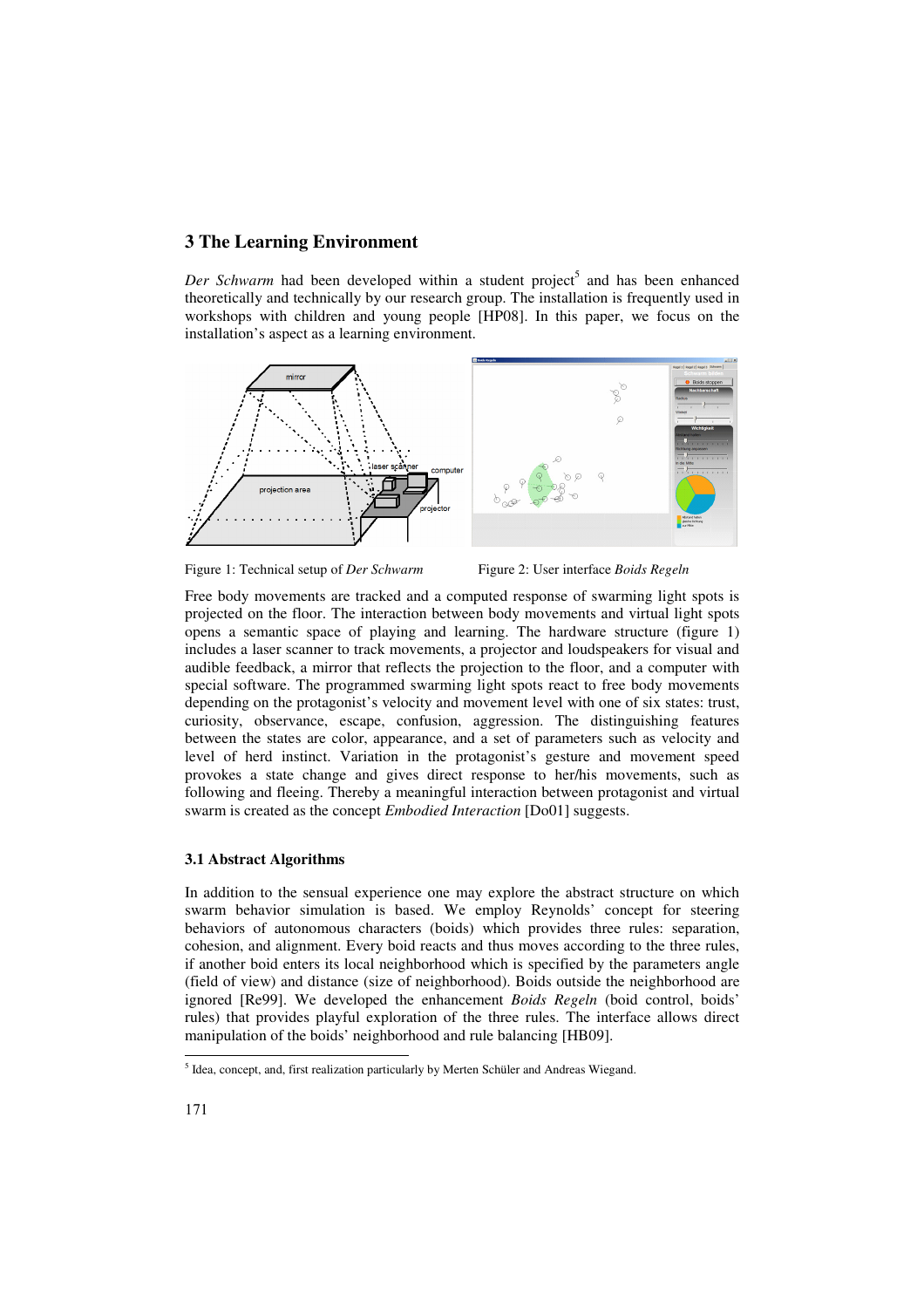## 3 The Learning Environment

*Der Schwarm* had been developed within a student project[5] and has been enhanced theoretically and technically by our research group. The installation is frequently used in workshops with children and young people [HP08]. In this paper, we focus on the installation's aspect as a learning environment.

Figure 1: Technical setup of *Der Schwarm*

Figure 2: User interface *Boids Regeln*

Free body movements are tracked and a computed response of swarming light spots is projected on the floor. The interaction between body movements and virtual light spots opens a semantic space of playing and learning. The hardware structure (figure 1) includes a laser scanner to track movements, a projector and loudspeakers for visual and audible feedback, a mirror that reflects the projection to the floor, and a computer with special software. The programmed swarming light spots react to free body movements depending on the protagonist's velocity and movement level with one of six states: trust, curiosity, observance, escape, confusion, aggression. The distinguishing features between the states are color, appearance, and a set of parameters such as velocity and level of herd instinct. Variation in the protagonist's gesture and movement speed provokes a state change and gives direct response to her/his movements, such as following and fleeing. Thereby a meaningful interaction between protagonist and virtual swarm is created as the concept *Embodied Interaction* [Do01] suggests.

### 3.1 Abstract Algorithms

In addition to the sensual experience one may explore the abstract structure on which swarm behavior simulation is based. We employ Reynolds' concept for steering behaviors of autonomous characters (boids) which provides three rules: separation, cohesion, and alignment. Every boid reacts and thus moves according to the three rules, if another boid enters its local neighborhood which is specified by the parameters angle (field of view) and distance (size of neighborhood). Boids outside the neighborhood are ignored [Re99]. We developed the enhancement *Boids Regeln* (boid control, boids' rules) that provides playful exploration of the three rules. The interface allows direct manipulation of the boids' neighborhood and rule balancing [HB09].

[5] Idea, concept, and, first realization particularly by Merten Schüler and Andreas Wiegand.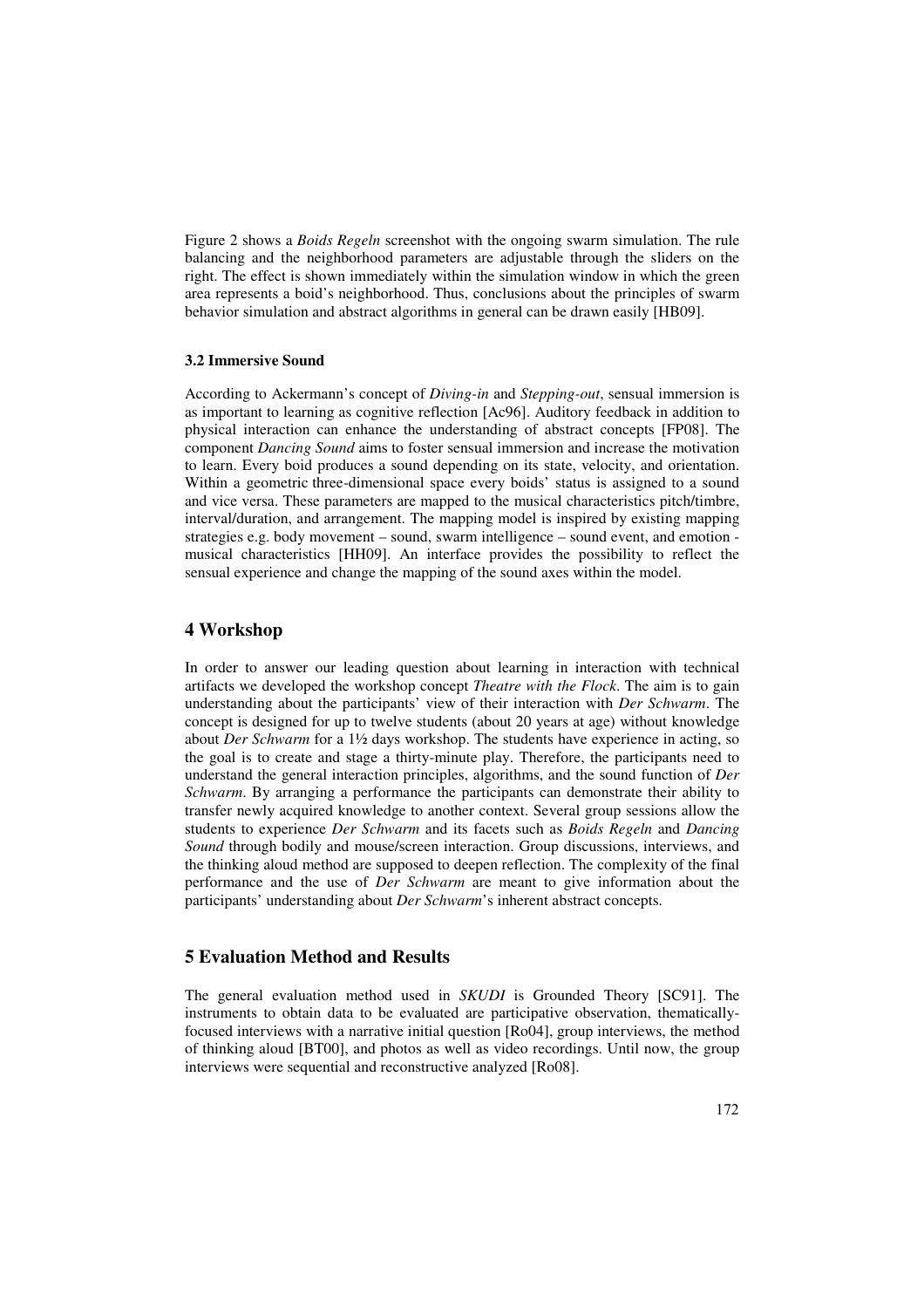Figure 2 shows a *Boids Regeln* screenshot with the ongoing swarm simulation. The rule balancing and the neighborhood parameters are adjustable through the sliders on the right. The effect is shown immediately within the simulation window in which the green area represents a boid's neighborhood. Thus, conclusions about the principles of swarm behavior simulation and abstract algorithms in general can be drawn easily [HB09].

### 3.2 Immersive Sound

According to Ackermann's concept of *Diving-in* and *Stepping-out*, sensual immersion is as important to learning as cognitive reflection [Ac96]. Auditory feedback in addition to physical interaction can enhance the understanding of abstract concepts [FP08]. The component *Dancing Sound* aims to foster sensual immersion and increase the motivation to learn. Every boid produces a sound depending on its state, velocity, and orientation. Within a geometric three-dimensional space every boids' status is assigned to a sound and vice versa. These parameters are mapped to the musical characteristics pitch/timbre, interval/duration, and arrangement. The mapping model is inspired by existing mapping strategies e.g. body movement – sound, swarm intelligence – sound event, and emotion - musical characteristics [HH09]. An interface provides the possibility to reflect the sensual experience and change the mapping of the sound axes within the model.

## 4 Workshop

In order to answer our leading question about learning in interaction with technical artifacts we developed the workshop concept *Theatre with the Flock*. The aim is to gain understanding about the participants' view of their interaction with *Der Schwarm*. The concept is designed for up to twelve students (about 20 years at age) without knowledge about *Der Schwarm* for a 1½ days workshop. The students have experience in acting, so the goal is to create and stage a thirty-minute play. Therefore, the participants need to understand the general interaction principles, algorithms, and the sound function of *Der Schwarm*. By arranging a performance the participants can demonstrate their ability to transfer newly acquired knowledge to another context. Several group sessions allow the students to experience *Der Schwarm* and its facets such as *Boids Regeln* and *Dancing Sound* through bodily and mouse/screen interaction. Group discussions, interviews, and the thinking aloud method are supposed to deepen reflection. The complexity of the final performance and the use of *Der Schwarm* are meant to give information about the participants' understanding about *Der Schwarm*'s inherent abstract concepts.

## 5 Evaluation Method and Results

The general evaluation method used in *SKUDI* is Grounded Theory [SC91]. The instruments to obtain data to be evaluated are participative observation, thematically-focused interviews with a narrative initial question [Ro04], group interviews, the method of thinking aloud [BT00], and photos as well as video recordings. Until now, the group interviews were sequential and reconstructive analyzed [Ro08].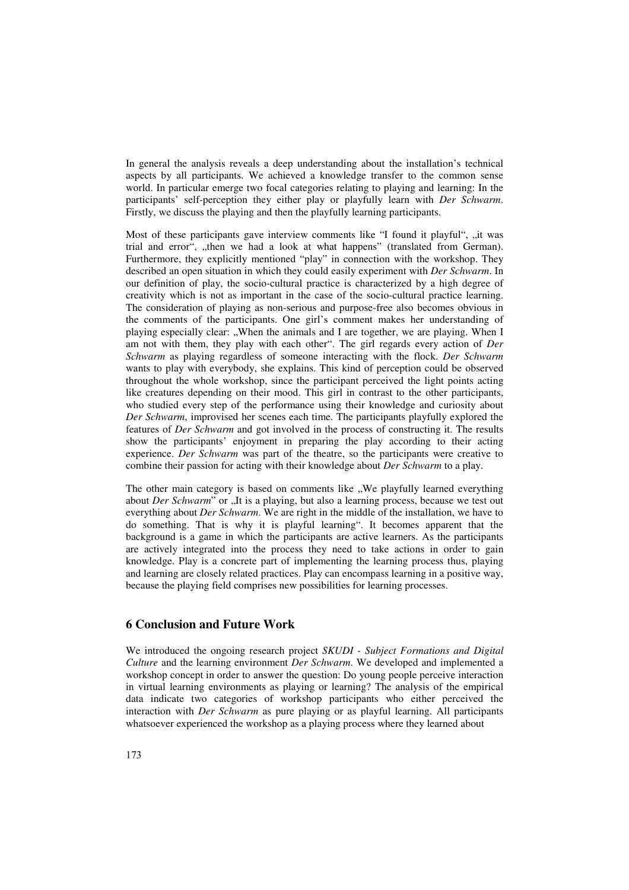In general the analysis reveals a deep understanding about the installation's technical aspects by all participants. We achieved a knowledge transfer to the common sense world. In particular emerge two focal categories relating to playing and learning: In the participants' self-perception they either play or playfully learn with *Der Schwarm*. Firstly, we discuss the playing and then the playfully learning participants.

Most of these participants gave interview comments like "I found it playful", „it was trial and error", „then we had a look at what happens" (translated from German). Furthermore, they explicitly mentioned "play" in connection with the workshop. They described an open situation in which they could easily experiment with *Der Schwarm*. In our definition of play, the socio-cultural practice is characterized by a high degree of creativity which is not as important in the case of the socio-cultural practice learning. The consideration of playing as non-serious and purpose-free also becomes obvious in the comments of the participants. One girl's comment makes her understanding of playing especially clear: „When the animals and I are together, we are playing. When I am not with them, they play with each other". The girl regards every action of *Der Schwarm* as playing regardless of someone interacting with the flock. *Der Schwarm* wants to play with everybody, she explains. This kind of perception could be observed throughout the whole workshop, since the participant perceived the light points acting like creatures depending on their mood. This girl in contrast to the other participants, who studied every step of the performance using their knowledge and curiosity about *Der Schwarm*, improvised her scenes each time. The participants playfully explored the features of *Der Schwarm* and got involved in the process of constructing it. The results show the participants' enjoyment in preparing the play according to their acting experience. *Der Schwarm* was part of the theatre, so the participants were creative to combine their passion for acting with their knowledge about *Der Schwarm* to a play.

The other main category is based on comments like „We playfully learned everything about *Der Schwarm*" or „It is a playing, but also a learning process, because we test out everything about *Der Schwarm*. We are right in the middle of the installation, we have to do something. That is why it is playful learning". It becomes apparent that the background is a game in which the participants are active learners. As the participants are actively integrated into the process they need to take actions in order to gain knowledge. Play is a concrete part of implementing the learning process thus, playing and learning are closely related practices. Play can encompass learning in a positive way, because the playing field comprises new possibilities for learning processes.

## 6 Conclusion and Future Work

We introduced the ongoing research project *SKUDI - Subject Formations and Digital Culture* and the learning environment *Der Schwarm*. We developed and implemented a workshop concept in order to answer the question: Do young people perceive interaction in virtual learning environments as playing or learning? The analysis of the empirical data indicate two categories of workshop participants who either perceived the interaction with *Der Schwarm* as pure playing or as playful learning. All participants whatsoever experienced the workshop as a playing process where they learned about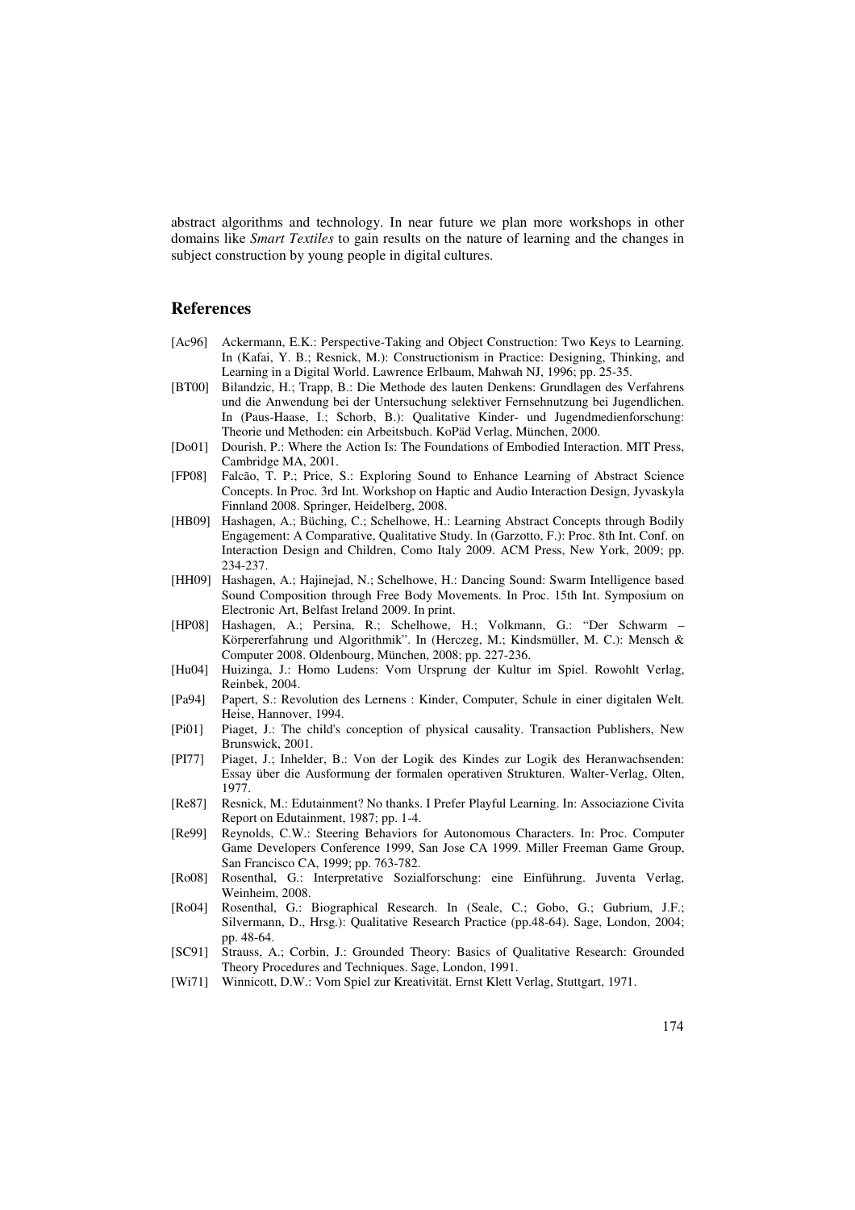abstract algorithms and technology. In near future we plan more workshops in other domains like *Smart Textiles* to gain results on the nature of learning and the changes in subject construction by young people in digital cultures.

## References

- [Ac96] Ackermann, E.K.: Perspective-Taking and Object Construction: Two Keys to Learning. In (Kafai, Y. B.; Resnick, M.): Constructionism in Practice: Designing, Thinking, and Learning in a Digital World. Lawrence Erlbaum, Mahwah NJ, 1996; pp. 25-35.
- [BT00] Bilandzic, H.; Trapp, B.: Die Methode des lauten Denkens: Grundlagen des Verfahrens und die Anwendung bei der Untersuchung selektiver Fernsehnutzung bei Jugendlichen. In (Paus-Haase, I.; Schorb, B.): Qualitative Kinder- und Jugendmedienforschung: Theorie und Methoden: ein Arbeitsbuch. KoPäd Verlag, München, 2000.
- [Do01] Dourish, P.: Where the Action Is: The Foundations of Embodied Interaction. MIT Press, Cambridge MA, 2001.
- [FP08] Falcão, T. P.; Price, S.: Exploring Sound to Enhance Learning of Abstract Science Concepts. In Proc. 3rd Int. Workshop on Haptic and Audio Interaction Design, Jyvaskyla Finnland 2008. Springer, Heidelberg, 2008.
- [HB09] Hashagen, A.; Büching, C.; Schelhowe, H.: Learning Abstract Concepts through Bodily Engagement: A Comparative, Qualitative Study. In (Garzotto, F.): Proc. 8th Int. Conf. on Interaction Design and Children, Como Italy 2009. ACM Press, New York, 2009; pp. 234-237.
- [HH09] Hashagen, A.; Hajinejad, N.; Schelhowe, H.: Dancing Sound: Swarm Intelligence based Sound Composition through Free Body Movements. In Proc. 15th Int. Symposium on Electronic Art, Belfast Ireland 2009. In print.
- [HP08] Hashagen, A.; Persina, R.; Schelhowe, H.; Volkmann, G.: "Der Schwarm – Körpererfahrung und Algorithmik". In (Herczeg, M.; Kindsmüller, M. C.): Mensch & Computer 2008. Oldenbourg, München, 2008; pp. 227-236.
- [Hu04] Huizinga, J.: Homo Ludens: Vom Ursprung der Kultur im Spiel. Rowohlt Verlag, Reinbek, 2004.
- [Pa94] Papert, S.: Revolution des Lernens : Kinder, Computer, Schule in einer digitalen Welt. Heise, Hannover, 1994.
- [Pi01] Piaget, J.: The child's conception of physical causality. Transaction Publishers, New Brunswick, 2001.
- [PI77] Piaget, J.; Inhelder, B.: Von der Logik des Kindes zur Logik des Heranwachsenden: Essay über die Ausformung der formalen operativen Strukturen. Walter-Verlag, Olten, 1977.
- [Re87] Resnick, M.: Edutainment? No thanks. I Prefer Playful Learning. In: Associazione Civita Report on Edutainment, 1987; pp. 1-4.
- [Re99] Reynolds, C.W.: Steering Behaviors for Autonomous Characters. In: Proc. Computer Game Developers Conference 1999, San Jose CA 1999. Miller Freeman Game Group, San Francisco CA, 1999; pp. 763-782.
- [Ro08] Rosenthal, G.: Interpretative Sozialforschung: eine Einführung. Juventa Verlag, Weinheim, 2008.
- [Ro04] Rosenthal, G.: Biographical Research. In (Seale, C.; Gobo, G.; Gubrium, J.F.; Silvermann, D., Hrsg.): Qualitative Research Practice (pp.48-64). Sage, London, 2004; pp. 48-64.
- [SC91] Strauss, A.; Corbin, J.: Grounded Theory: Basics of Qualitative Research: Grounded Theory Procedures and Techniques. Sage, London, 1991.
- [Wi71] Winnicott, D.W.: Vom Spiel zur Kreativität. Ernst Klett Verlag, Stuttgart, 1971.